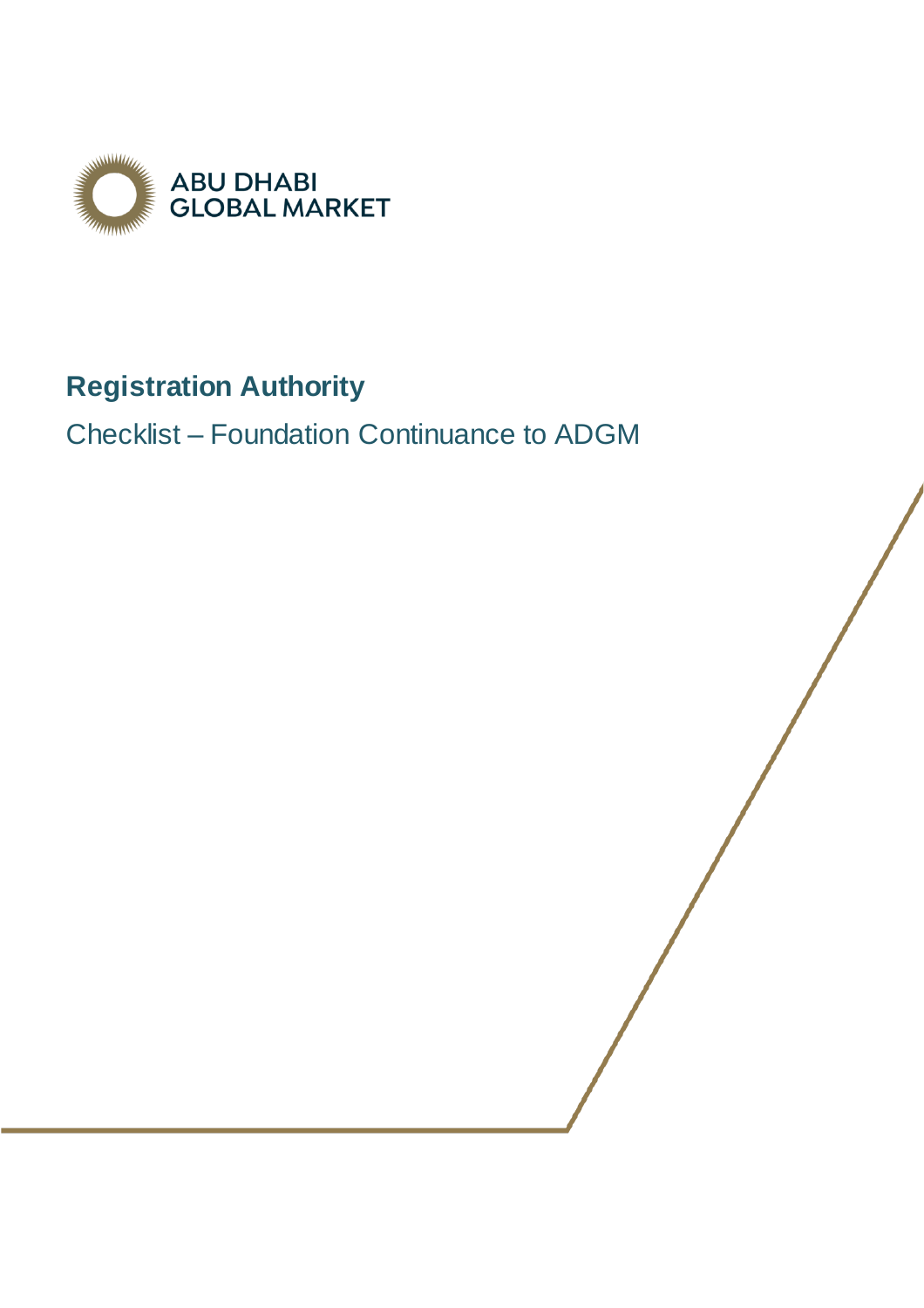ABU DHABI
GLOBAL MARKET

# Registration Authority

## Checklist – Foundation Continuance to ADGM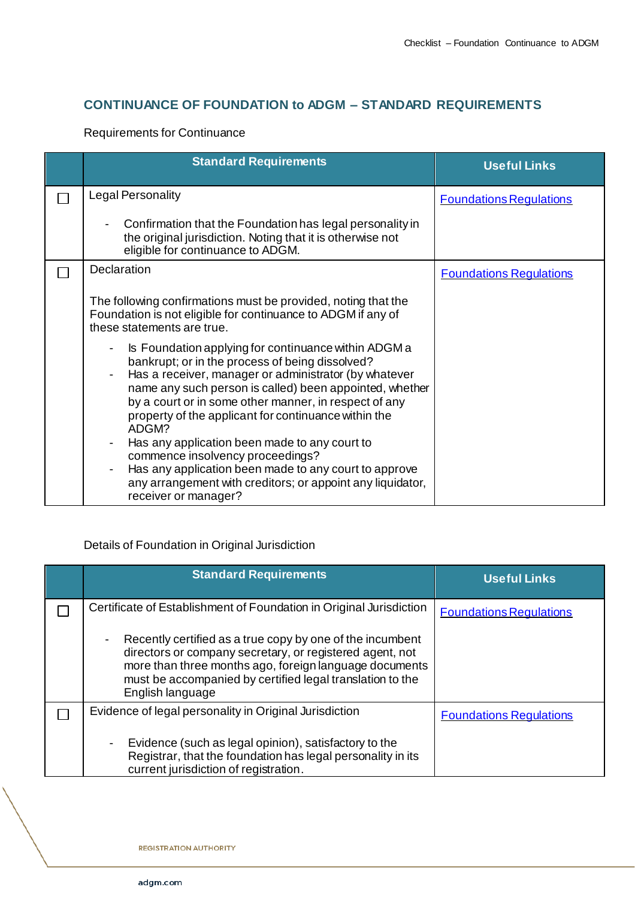## CONTINUANCE OF FOUNDATION to ADGM – STANDARD REQUIREMENTS

Requirements for Continuance

| | Standard Requirements | Useful Links |
|---|---|---|
| ☐ | Legal Personality<br><br>- Confirmation that the Foundation has legal personality in the original jurisdiction. Noting that it is otherwise not eligible for continuance to ADGM. | Foundations Regulations |
| ☐ | Declaration<br><br>The following confirmations must be provided, noting that the Foundation is not eligible for continuance to ADGM if any of these statements are true.<br><br>- Is Foundation applying for continuance within ADGM a bankrupt; or in the process of being dissolved?<br>- Has a receiver, manager or administrator (by whatever name any such person is called) been appointed, whether by a court or in some other manner, in respect of any property of the applicant for continuance within the ADGM?<br>- Has any application been made to any court to commence insolvency proceedings?<br>- Has any application been made to any court to approve any arrangement with creditors; or appoint any liquidator, receiver or manager? | Foundations Regulations |

Details of Foundation in Original Jurisdiction

| | Standard Requirements | Useful Links |
|---|---|---|
| ☐ | Certificate of Establishment of Foundation in Original Jurisdiction<br><br>- Recently certified as a true copy by one of the incumbent directors or company secretary, or registered agent, not more than three months ago, foreign language documents must be accompanied by certified legal translation to the English language | Foundations Regulations |
| ☐ | Evidence of legal personality in Original Jurisdiction<br><br>- Evidence (such as legal opinion), satisfactory to the Registrar, that the foundation has legal personality in its current jurisdiction of registration. | Foundations Regulations |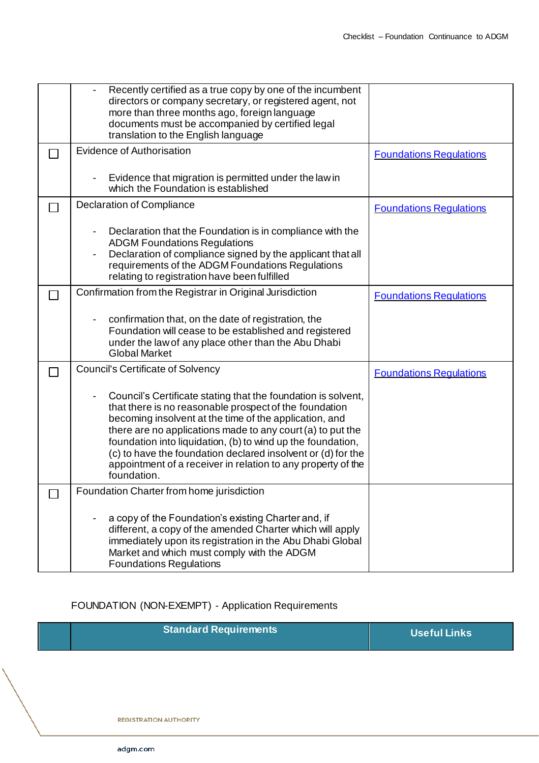| | | |
|---|---|---|
| | - Recently certified as a true copy by one of the incumbent directors or company secretary, or registered agent, not more than three months ago, foreign language documents must be accompanied by certified legal translation to the English language | |
| ☐ | Evidence of Authorisation<br><br>- Evidence that migration is permitted under the law in which the Foundation is established | Foundations Regulations |
| ☐ | Declaration of Compliance<br><br>- Declaration that the Foundation is in compliance with the ADGM Foundations Regulations<br>- Declaration of compliance signed by the applicant that all requirements of the ADGM Foundations Regulations relating to registration have been fulfilled | Foundations Regulations |
| ☐ | Confirmation from the Registrar in Original Jurisdiction<br><br>- confirmation that, on the date of registration, the Foundation will cease to be established and registered under the law of any place other than the Abu Dhabi Global Market | Foundations Regulations |
| ☐ | Council's Certificate of Solvency<br><br>- Council's Certificate stating that the foundation is solvent, that there is no reasonable prospect of the foundation becoming insolvent at the time of the application, and there are no applications made to any court (a) to put the foundation into liquidation, (b) to wind up the foundation, (c) to have the foundation declared insolvent or (d) for the appointment of a receiver in relation to any property of the foundation. | Foundations Regulations |
| ☐ | Foundation Charter from home jurisdiction<br><br>- a copy of the Foundation's existing Charter and, if different, a copy of the amended Charter which will apply immediately upon its registration in the Abu Dhabi Global Market and which must comply with the ADGM Foundations Regulations | |

FOUNDATION (NON-EXEMPT) - Application Requirements

| | **Standard Requirements** | **Useful Links** |
|---|---|---|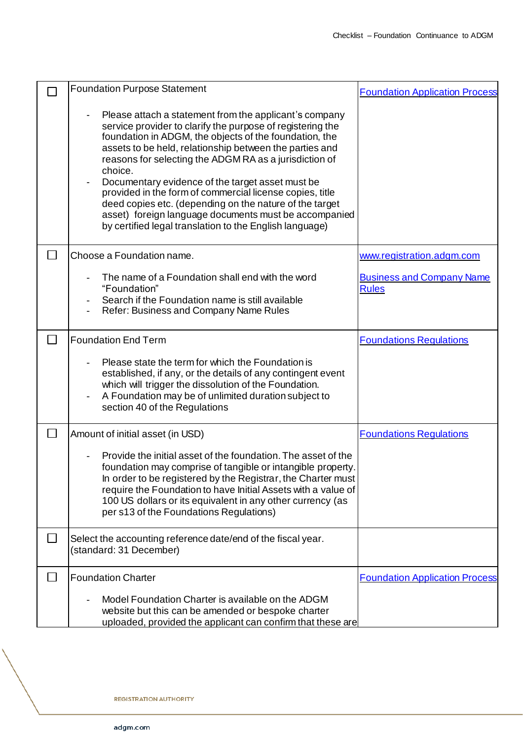| ☐ | Item | Reference |
|---|---|---|
| ☐ | Foundation Purpose Statement<br><br>- Please attach a statement from the applicant's company service provider to clarify the purpose of registering the foundation in ADGM, the objects of the foundation, the assets to be held, relationship between the parties and reasons for selecting the ADGM RA as a jurisdiction of choice.<br>- Documentary evidence of the target asset must be provided in the form of commercial license copies, title deed copies etc. (depending on the nature of the target asset) foreign language documents must be accompanied by certified legal translation to the English language) | Foundation Application Process |
| ☐ | Choose a Foundation name.<br><br>- The name of a Foundation shall end with the word "Foundation"<br>- Search if the Foundation name is still available<br>- Refer: Business and Company Name Rules | www.registration.adgm.com<br><br>Business and Company Name Rules |
| ☐ | Foundation End Term<br><br>- Please state the term for which the Foundation is established, if any, or the details of any contingent event which will trigger the dissolution of the Foundation.<br>- A Foundation may be of unlimited duration subject to section 40 of the Regulations | Foundations Regulations |
| ☐ | Amount of initial asset (in USD)<br><br>- Provide the initial asset of the foundation. The asset of the foundation may comprise of tangible or intangible property. In order to be registered by the Registrar, the Charter must require the Foundation to have Initial Assets with a value of 100 US dollars or its equivalent in any other currency (as per s13 of the Foundations Regulations) | Foundations Regulations |
| ☐ | Select the accounting reference date/end of the fiscal year. (standard: 31 December) | |
| ☐ | Foundation Charter<br><br>- Model Foundation Charter is available on the ADGM website but this can be amended or bespoke charter uploaded, provided the applicant can confirm that these are | Foundation Application Process |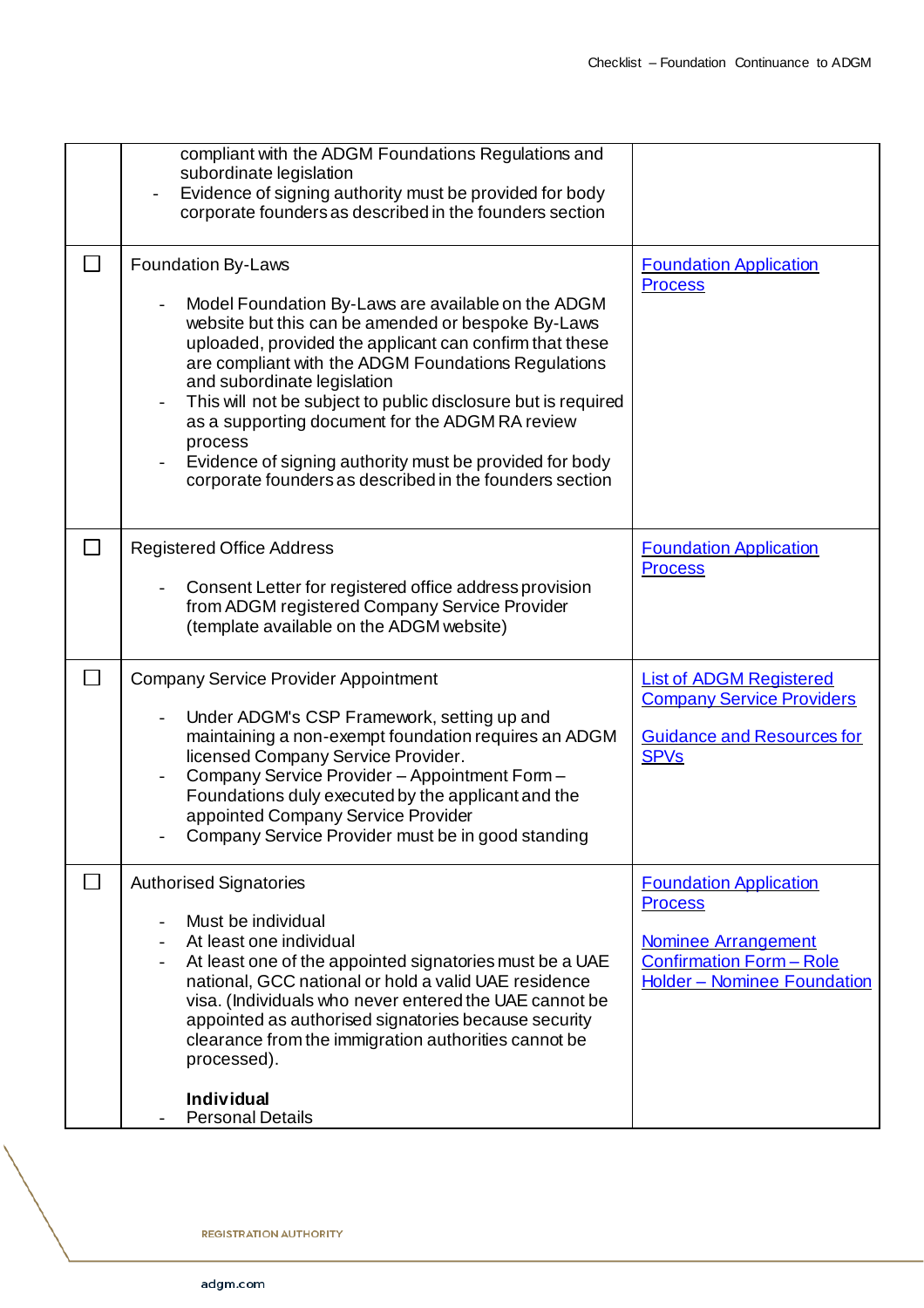| | | |
|---|---|---|
| | compliant with the ADGM Foundations Regulations and subordinate legislation<br>- Evidence of signing authority must be provided for body corporate founders as described in the founders section | |
| ☐ | Foundation By-Laws<br><br>- Model Foundation By-Laws are available on the ADGM website but this can be amended or bespoke By-Laws uploaded, provided the applicant can confirm that these are compliant with the ADGM Foundations Regulations and subordinate legislation<br>- This will not be subject to public disclosure but is required as a supporting document for the ADGM RA review process<br>- Evidence of signing authority must be provided for body corporate founders as described in the founders section | Foundation Application Process |
| ☐ | Registered Office Address<br><br>- Consent Letter for registered office address provision from ADGM registered Company Service Provider (template available on the ADGM website) | Foundation Application Process |
| ☐ | Company Service Provider Appointment<br><br>- Under ADGM's CSP Framework, setting up and maintaining a non-exempt foundation requires an ADGM licensed Company Service Provider.<br>- Company Service Provider – Appointment Form – Foundations duly executed by the applicant and the appointed Company Service Provider<br>- Company Service Provider must be in good standing | List of ADGM Registered Company Service Providers<br><br>Guidance and Resources for SPVs |
| ☐ | Authorised Signatories<br><br>- Must be individual<br>- At least one individual<br>- At least one of the appointed signatories must be a UAE national, GCC national or hold a valid UAE residence visa. (Individuals who never entered the UAE cannot be appointed as authorised signatories because security clearance from the immigration authorities cannot be processed).<br><br>**Individual**<br>- Personal Details | Foundation Application Process<br><br>Nominee Arrangement Confirmation Form – Role Holder – Nominee Foundation |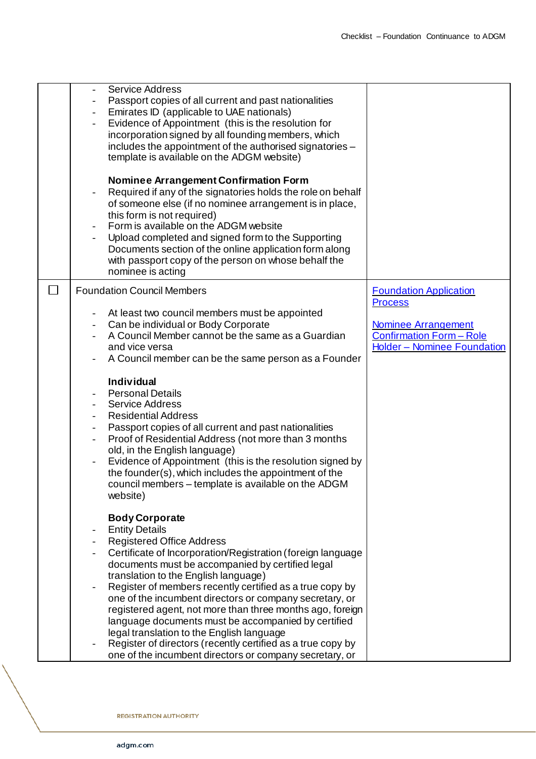| | | |
|---|---|---|
| | - Service Address<br>- Passport copies of all current and past nationalities<br>- Emirates ID (applicable to UAE nationals)<br>- Evidence of Appointment (this is the resolution for incorporation signed by all founding members, which includes the appointment of the authorised signatories – template is available on the ADGM website)<br><br>**Nominee Arrangement Confirmation Form**<br>- Required if any of the signatories holds the role on behalf of someone else (if no nominee arrangement is in place, this form is not required)<br>- Form is available on the ADGM website<br>- Upload completed and signed form to the Supporting Documents section of the online application form along with passport copy of the person on whose behalf the nominee is acting | |
| ☐ | Foundation Council Members<br><br>- At least two council members must be appointed<br>- Can be individual or Body Corporate<br>- A Council Member cannot be the same as a Guardian and vice versa<br>- A Council member can be the same person as a Founder<br><br>**Individual**<br>- Personal Details<br>- Service Address<br>- Residential Address<br>- Passport copies of all current and past nationalities<br>- Proof of Residential Address (not more than 3 months old, in the English language)<br>- Evidence of Appointment (this is the resolution signed by the founder(s), which includes the appointment of the council members – template is available on the ADGM website)<br><br>**Body Corporate**<br>- Entity Details<br>- Registered Office Address<br>- Certificate of Incorporation/Registration (foreign language documents must be accompanied by certified legal translation to the English language)<br>- Register of members recently certified as a true copy by one of the incumbent directors or company secretary, or registered agent, not more than three months ago, foreign language documents must be accompanied by certified legal translation to the English language<br>- Register of directors (recently certified as a true copy by one of the incumbent directors or company secretary, or | Foundation Application Process<br><br>Nominee Arrangement Confirmation Form – Role Holder – Nominee Foundation |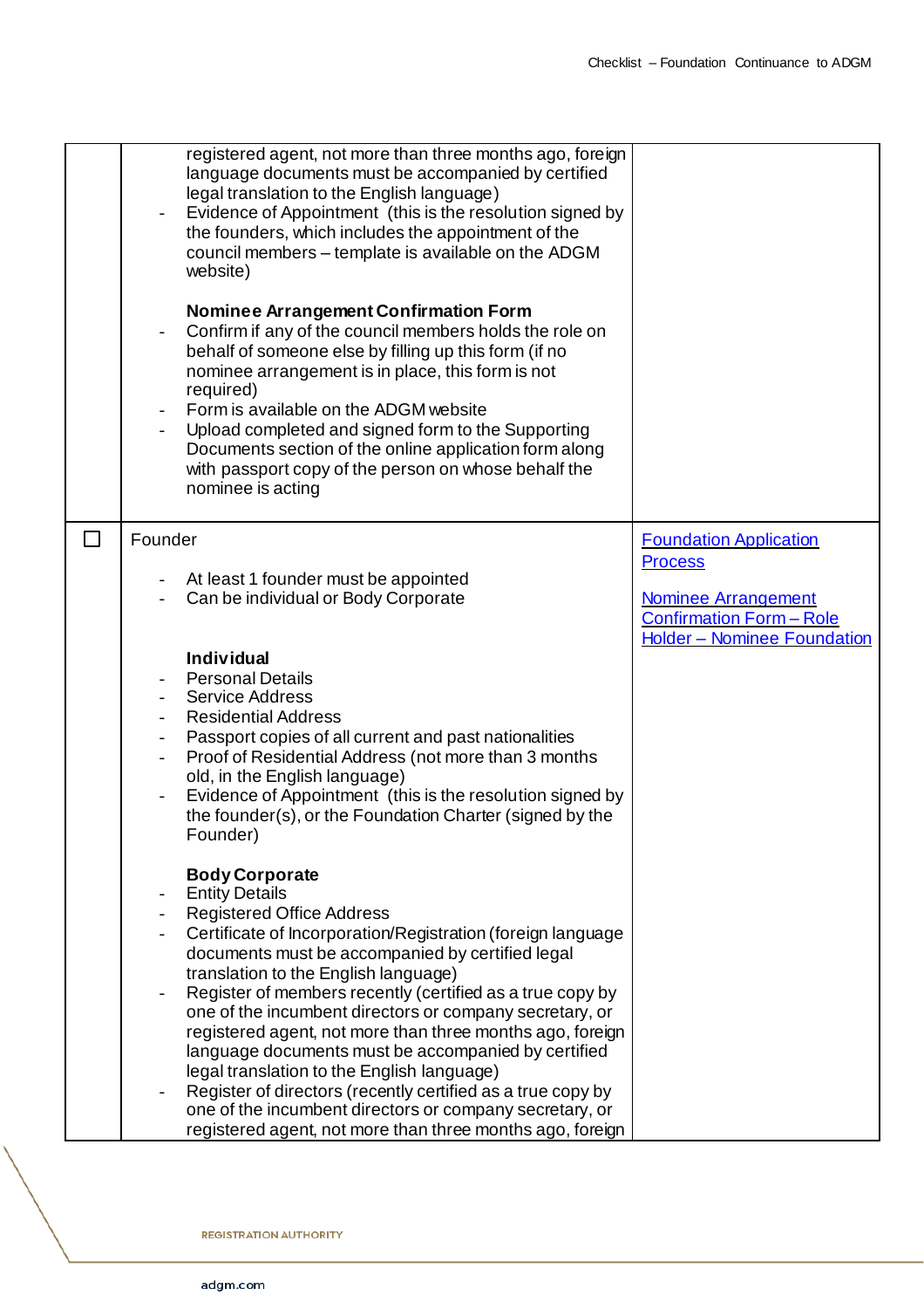| | | |
|---|---|---|
| | registered agent, not more than three months ago, foreign language documents must be accompanied by certified legal translation to the English language)<br>- Evidence of Appointment (this is the resolution signed by the founders, which includes the appointment of the council members – template is available on the ADGM website)<br><br>**Nominee Arrangement Confirmation Form**<br>- Confirm if any of the council members holds the role on behalf of someone else by filling up this form (if no nominee arrangement is in place, this form is not required)<br>- Form is available on the ADGM website<br>- Upload completed and signed form to the Supporting Documents section of the online application form along with passport copy of the person on whose behalf the nominee is acting | |
| ☐ | Founder<br><br>- At least 1 founder must be appointed<br>- Can be individual or Body Corporate<br><br>**Individual**<br>- Personal Details<br>- Service Address<br>- Residential Address<br>- Passport copies of all current and past nationalities<br>- Proof of Residential Address (not more than 3 months old, in the English language)<br>- Evidence of Appointment (this is the resolution signed by the founder(s), or the Foundation Charter (signed by the Founder)<br><br>**Body Corporate**<br>- Entity Details<br>- Registered Office Address<br>- Certificate of Incorporation/Registration (foreign language documents must be accompanied by certified legal translation to the English language)<br>- Register of members recently (certified as a true copy by one of the incumbent directors or company secretary, or registered agent, not more than three months ago, foreign language documents must be accompanied by certified legal translation to the English language)<br>- Register of directors (recently certified as a true copy by one of the incumbent directors or company secretary, or registered agent, not more than three months ago, foreign | Foundation Application Process<br><br>Nominee Arrangement Confirmation Form – Role Holder – Nominee Foundation |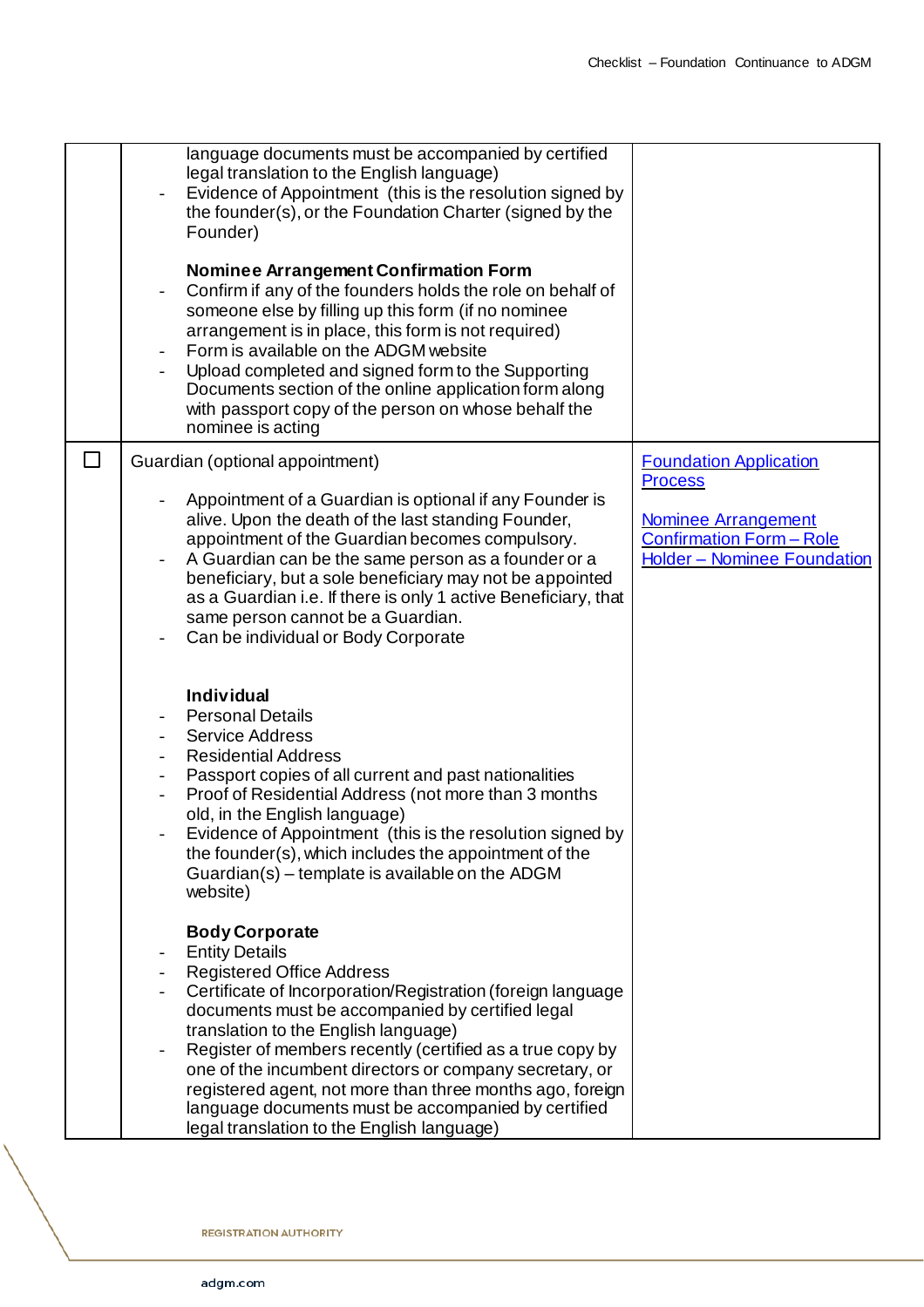| | | |
|---|---|---|
| | language documents must be accompanied by certified legal translation to the English language)<br>- Evidence of Appointment (this is the resolution signed by the founder(s), or the Foundation Charter (signed by the Founder)<br><br>**Nominee Arrangement Confirmation Form**<br>- Confirm if any of the founders holds the role on behalf of someone else by filling up this form (if no nominee arrangement is in place, this form is not required)<br>- Form is available on the ADGM website<br>- Upload completed and signed form to the Supporting Documents section of the online application form along with passport copy of the person on whose behalf the nominee is acting | |
| ☐ | Guardian (optional appointment)<br><br>- Appointment of a Guardian is optional if any Founder is alive. Upon the death of the last standing Founder, appointment of the Guardian becomes compulsory.<br>- A Guardian can be the same person as a founder or a beneficiary, but a sole beneficiary may not be appointed as a Guardian i.e. If there is only 1 active Beneficiary, that same person cannot be a Guardian.<br>- Can be individual or Body Corporate<br><br>**Individual**<br>- Personal Details<br>- Service Address<br>- Residential Address<br>- Passport copies of all current and past nationalities<br>- Proof of Residential Address (not more than 3 months old, in the English language)<br>- Evidence of Appointment (this is the resolution signed by the founder(s), which includes the appointment of the Guardian(s) – template is available on the ADGM website)<br><br>**Body Corporate**<br>- Entity Details<br>- Registered Office Address<br>- Certificate of Incorporation/Registration (foreign language documents must be accompanied by certified legal translation to the English language)<br>- Register of members recently (certified as a true copy by one of the incumbent directors or company secretary, or registered agent, not more than three months ago, foreign language documents must be accompanied by certified legal translation to the English language) | Foundation Application Process<br><br>Nominee Arrangement Confirmation Form – Role Holder – Nominee Foundation |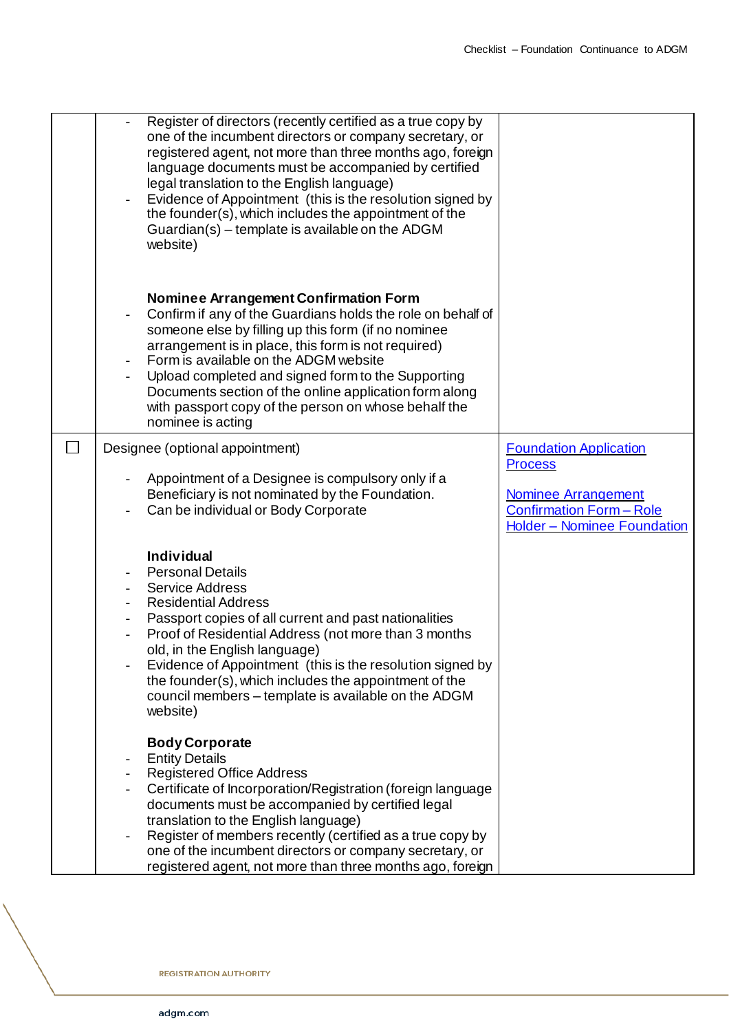| | | |
|---|---|---|
| | - Register of directors (recently certified as a true copy by one of the incumbent directors or company secretary, or registered agent, not more than three months ago, foreign language documents must be accompanied by certified legal translation to the English language)<br>- Evidence of Appointment (this is the resolution signed by the founder(s), which includes the appointment of the Guardian(s) – template is available on the ADGM website)<br><br>**Nominee Arrangement Confirmation Form**<br>- Confirm if any of the Guardians holds the role on behalf of someone else by filling up this form (if no nominee arrangement is in place, this form is not required)<br>- Form is available on the ADGM website<br>- Upload completed and signed form to the Supporting Documents section of the online application form along with passport copy of the person on whose behalf the nominee is acting | |
| ☐ | Designee (optional appointment)<br><br>- Appointment of a Designee is compulsory only if a Beneficiary is not nominated by the Foundation.<br>- Can be individual or Body Corporate<br><br>**Individual**<br>- Personal Details<br>- Service Address<br>- Residential Address<br>- Passport copies of all current and past nationalities<br>- Proof of Residential Address (not more than 3 months old, in the English language)<br>- Evidence of Appointment (this is the resolution signed by the founder(s), which includes the appointment of the council members – template is available on the ADGM website)<br><br>**Body Corporate**<br>- Entity Details<br>- Registered Office Address<br>- Certificate of Incorporation/Registration (foreign language documents must be accompanied by certified legal translation to the English language)<br>- Register of members recently (certified as a true copy by one of the incumbent directors or company secretary, or registered agent, not more than three months ago, foreign | Foundation Application Process<br><br>Nominee Arrangement Confirmation Form – Role Holder – Nominee Foundation |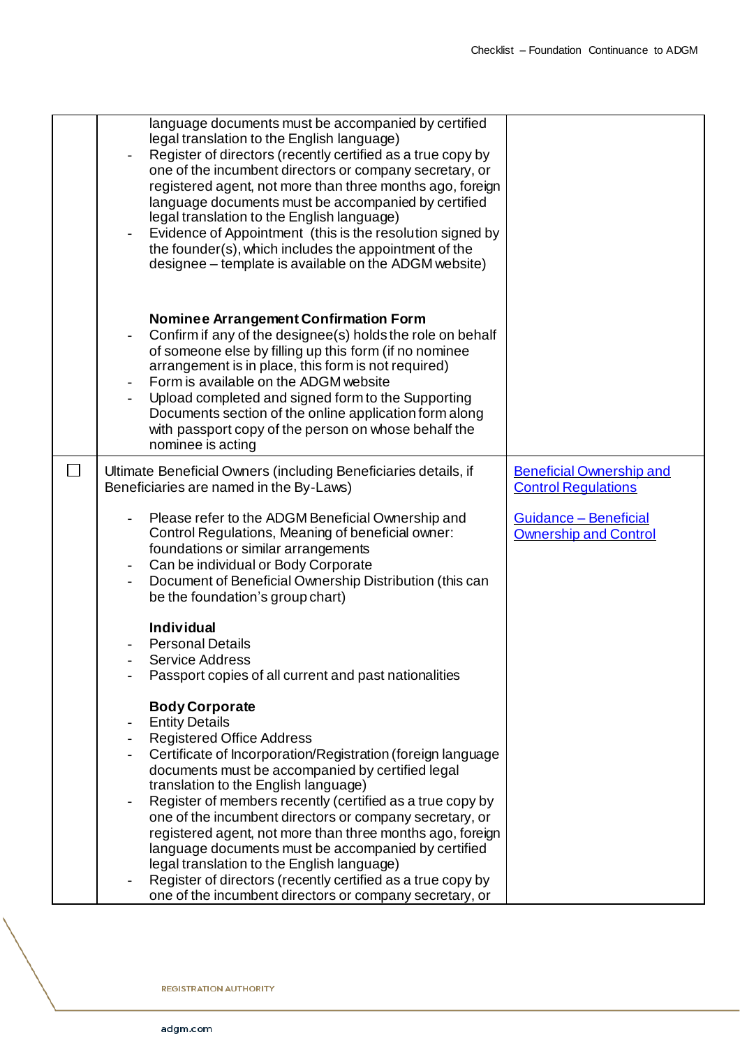| | | |
|---|---|---|
| | language documents must be accompanied by certified legal translation to the English language)<br>- Register of directors (recently certified as a true copy by one of the incumbent directors or company secretary, or registered agent, not more than three months ago, foreign language documents must be accompanied by certified legal translation to the English language)<br>- Evidence of Appointment (this is the resolution signed by the founder(s), which includes the appointment of the designee – template is available on the ADGM website)<br><br>**Nominee Arrangement Confirmation Form**<br>- Confirm if any of the designee(s) holds the role on behalf of someone else by filling up this form (if no nominee arrangement is in place, this form is not required)<br>- Form is available on the ADGM website<br>- Upload completed and signed form to the Supporting Documents section of the online application form along with passport copy of the person on whose behalf the nominee is acting | |
| ☐ | Ultimate Beneficial Owners (including Beneficiaries details, if Beneficiaries are named in the By-Laws)<br><br>- Please refer to the ADGM Beneficial Ownership and Control Regulations, Meaning of beneficial owner: foundations or similar arrangements<br>- Can be individual or Body Corporate<br>- Document of Beneficial Ownership Distribution (this can be the foundation's group chart)<br><br>**Individual**<br>- Personal Details<br>- Service Address<br>- Passport copies of all current and past nationalities<br><br>**Body Corporate**<br>- Entity Details<br>- Registered Office Address<br>- Certificate of Incorporation/Registration (foreign language documents must be accompanied by certified legal translation to the English language)<br>- Register of members recently (certified as a true copy by one of the incumbent directors or company secretary, or registered agent, not more than three months ago, foreign language documents must be accompanied by certified legal translation to the English language)<br>- Register of directors (recently certified as a true copy by one of the incumbent directors or company secretary, or | Beneficial Ownership and Control Regulations<br><br>Guidance – Beneficial Ownership and Control |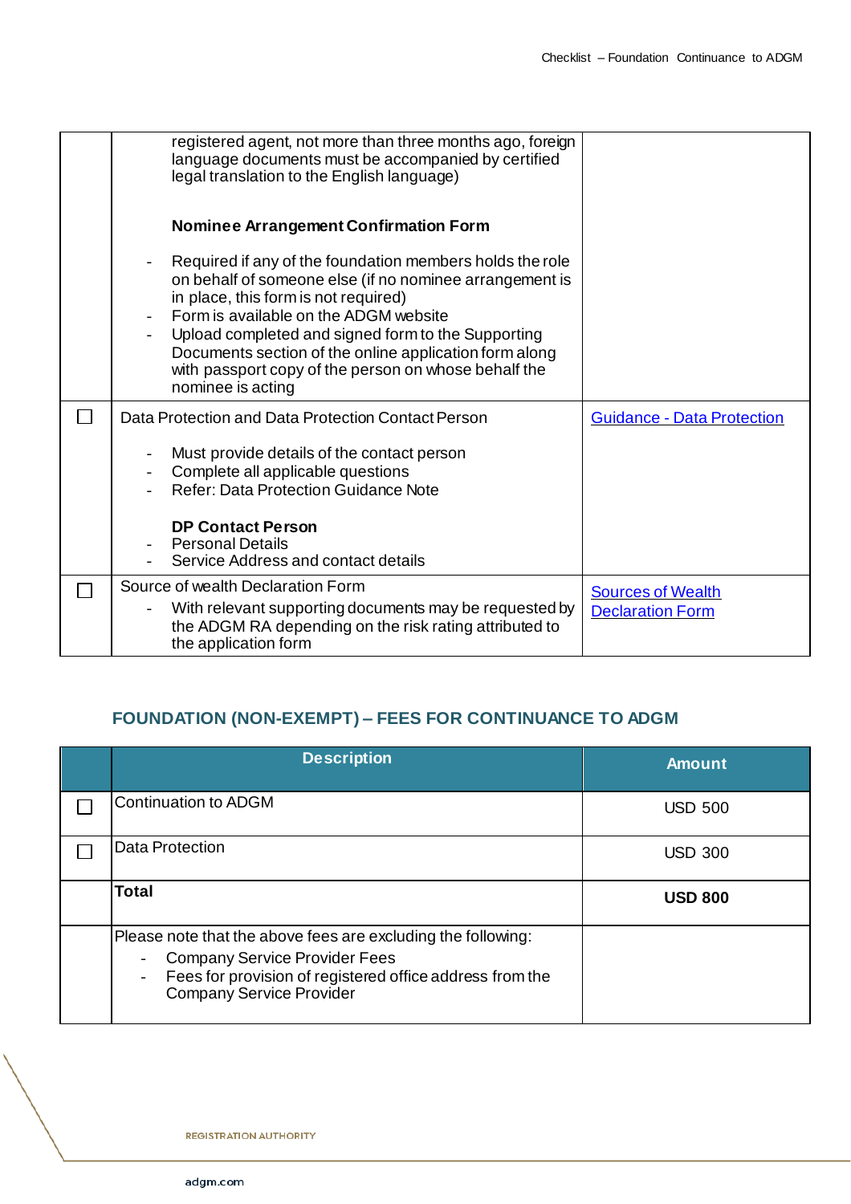| | | |
|---|---|---|
| | registered agent, not more than three months ago, foreign language documents must be accompanied by certified legal translation to the English language)<br><br>**Nominee Arrangement Confirmation Form**<br><br>- Required if any of the foundation members holds the role on behalf of someone else (if no nominee arrangement is in place, this form is not required)<br>- Form is available on the ADGM website<br>- Upload completed and signed form to the Supporting Documents section of the online application form along with passport copy of the person on whose behalf the nominee is acting | |
| ☐ | Data Protection and Data Protection Contact Person<br><br>- Must provide details of the contact person<br>- Complete all applicable questions<br>- Refer: Data Protection Guidance Note<br><br>**DP Contact Person**<br>- Personal Details<br>- Service Address and contact details | Guidance - Data Protection |
| ☐ | Source of wealth Declaration Form<br>- With relevant supporting documents may be requested by the ADGM RA depending on the risk rating attributed to the application form | Sources of Wealth Declaration Form |

## FOUNDATION (NON-EXEMPT) – FEES FOR CONTINUANCE TO ADGM

| | Description | Amount |
|---|---|---|
| ☐ | Continuation to ADGM | USD 500 |
| ☐ | Data Protection | USD 300 |
| | **Total** | **USD 800** |
| | Please note that the above fees are excluding the following:<br>- Company Service Provider Fees<br>- Fees for provision of registered office address from the Company Service Provider | |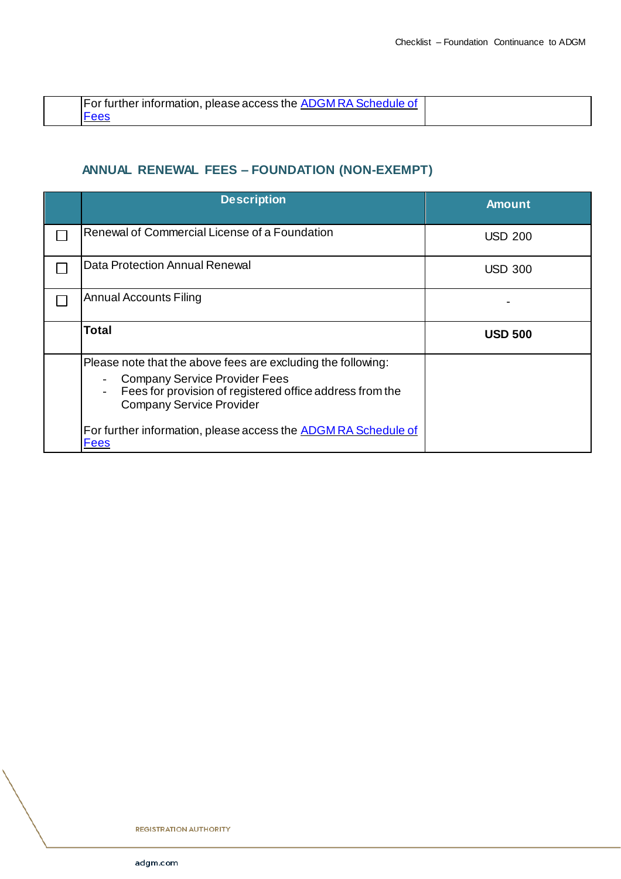| | | |
|---|---|---|
| | For further information, please access the [ADGM RA Schedule of Fees]() | |

## ANNUAL RENEWAL FEES – FOUNDATION (NON-EXEMPT)

| | Description | Amount |
|---|---|---|
| ☐ | Renewal of Commercial License of a Foundation | USD 200 |
| ☐ | Data Protection Annual Renewal | USD 300 |
| ☐ | Annual Accounts Filing | - |
| | **Total** | **USD 500** |
| | Please note that the above fees are excluding the following:<br>- Company Service Provider Fees<br>- Fees for provision of registered office address from the Company Service Provider<br><br>For further information, please access the [ADGM RA Schedule of Fees]() | |